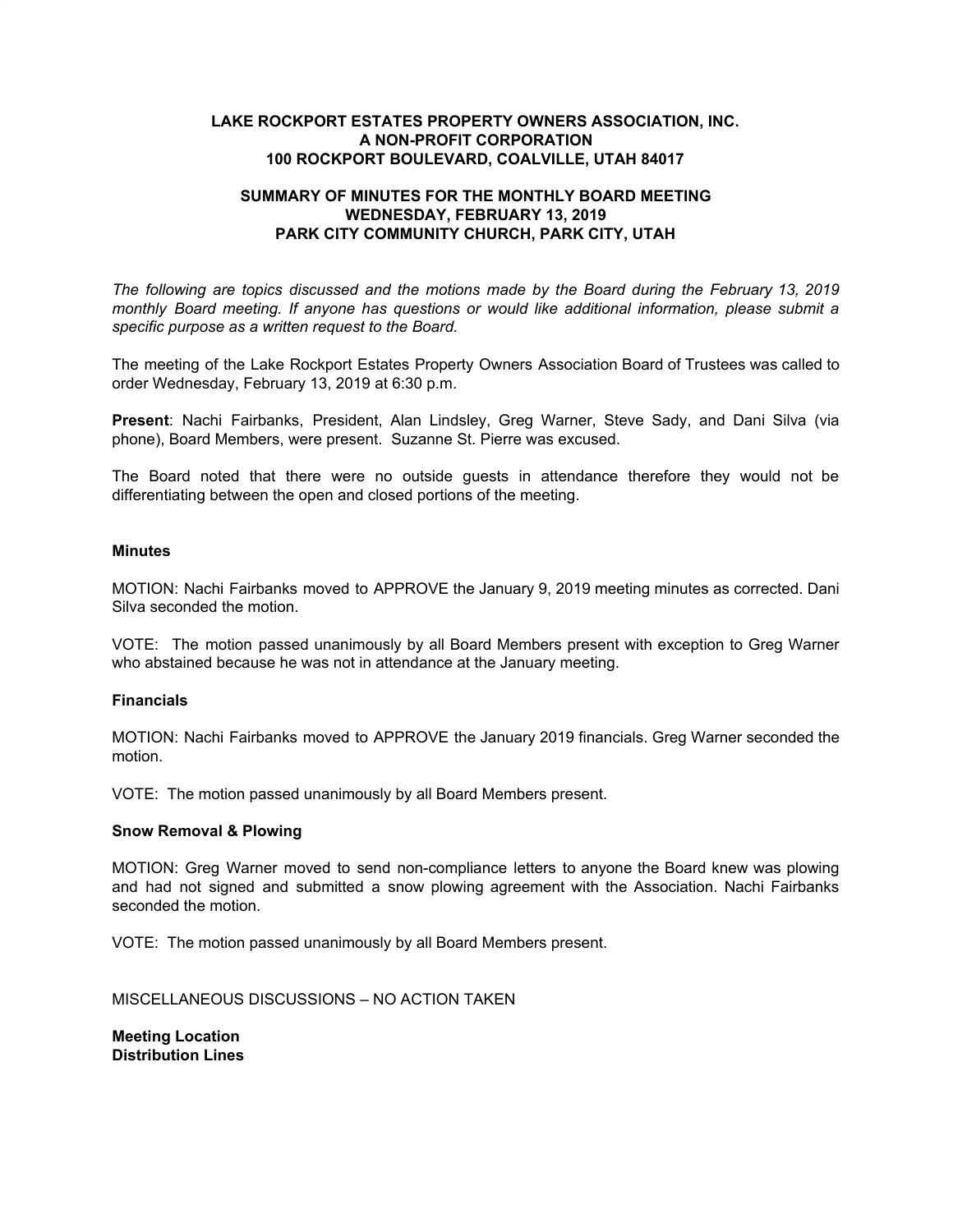**LAKE ROCKPORT ESTATES PROPERTY OWNERS ASSOCIATION, INC.**
**A NON-PROFIT CORPORATION**
**100 ROCKPORT BOULEVARD, COALVILLE, UTAH 84017**

**SUMMARY OF MINUTES FOR THE MONTHLY BOARD MEETING**
**WEDNESDAY, FEBRUARY 13, 2019**
**PARK CITY COMMUNITY CHURCH, PARK CITY, UTAH**

*The following are topics discussed and the motions made by the Board during the February 13, 2019 monthly Board meeting. If anyone has questions or would like additional information, please submit a specific purpose as a written request to the Board.*

The meeting of the Lake Rockport Estates Property Owners Association Board of Trustees was called to order Wednesday, February 13, 2019 at 6:30 p.m.

**Present**: Nachi Fairbanks, President, Alan Lindsley, Greg Warner, Steve Sady, and Dani Silva (via phone), Board Members, were present. Suzanne St. Pierre was excused.

The Board noted that there were no outside guests in attendance therefore they would not be differentiating between the open and closed portions of the meeting.

**Minutes**

MOTION: Nachi Fairbanks moved to APPROVE the January 9, 2019 meeting minutes as corrected. Dani Silva seconded the motion.

VOTE: The motion passed unanimously by all Board Members present with exception to Greg Warner who abstained because he was not in attendance at the January meeting.

**Financials**

MOTION: Nachi Fairbanks moved to APPROVE the January 2019 financials. Greg Warner seconded the motion.

VOTE: The motion passed unanimously by all Board Members present.

**Snow Removal & Plowing**

MOTION: Greg Warner moved to send non-compliance letters to anyone the Board knew was plowing and had not signed and submitted a snow plowing agreement with the Association. Nachi Fairbanks seconded the motion.

VOTE: The motion passed unanimously by all Board Members present.

MISCELLANEOUS DISCUSSIONS – NO ACTION TAKEN

**Meeting Location**
**Distribution Lines**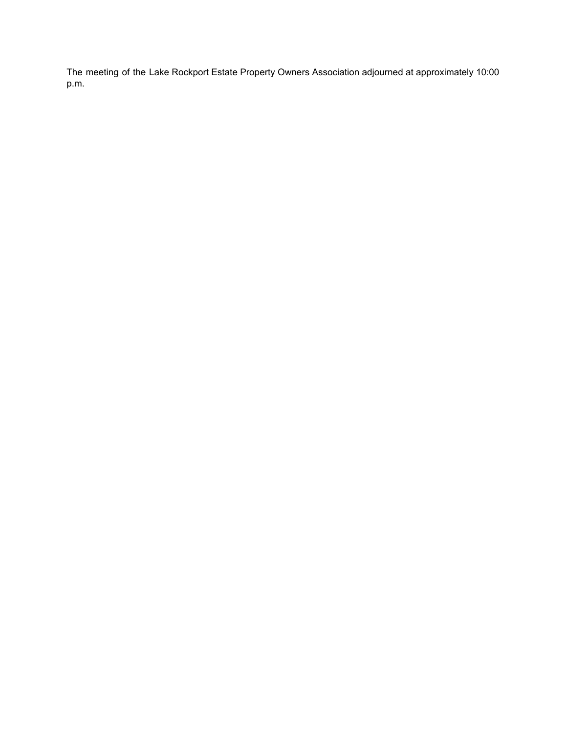The meeting of the Lake Rockport Estate Property Owners Association adjourned at approximately 10:00 p.m.